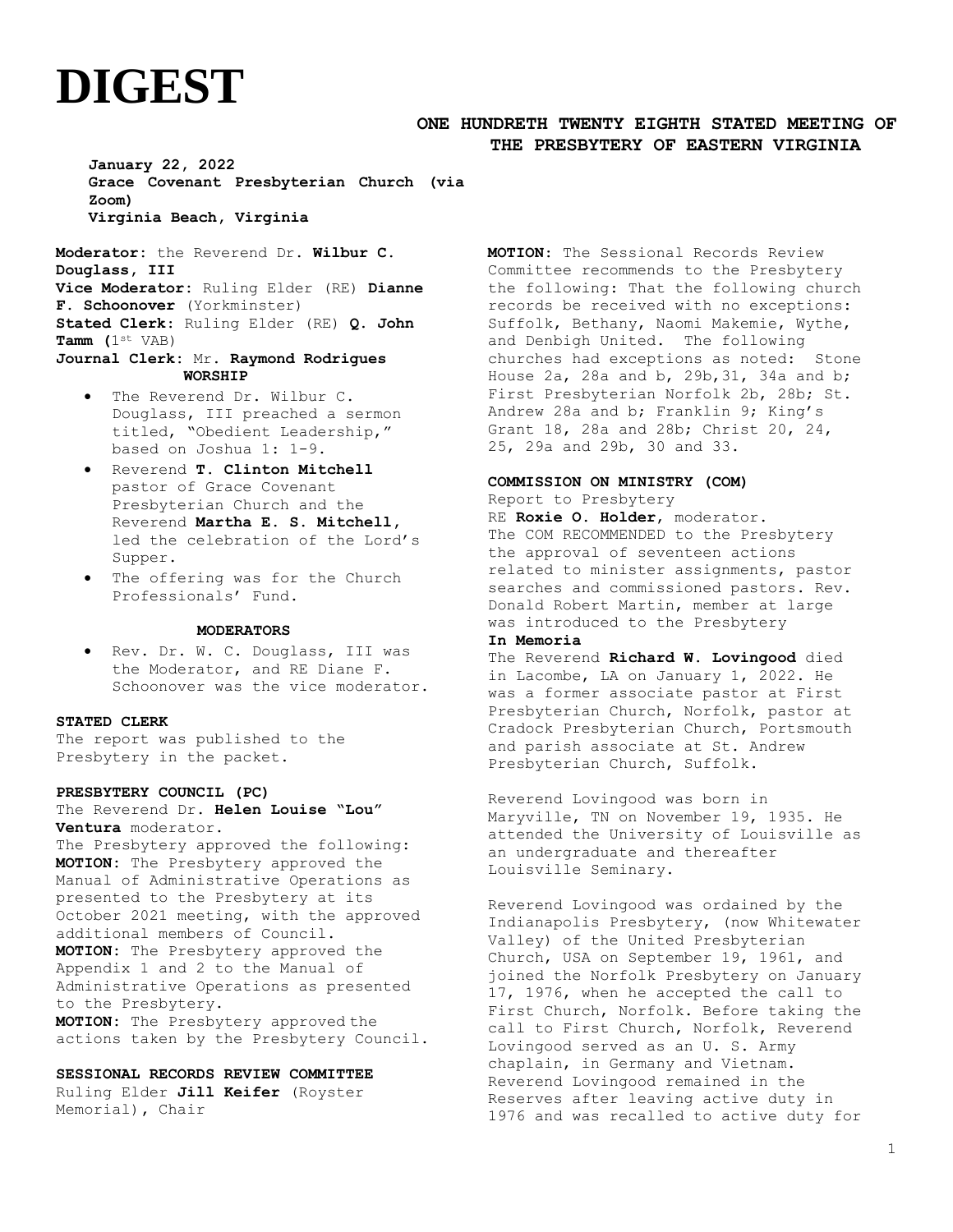# DIGEST

**ONE HUNDRETH TWENTY EIGHTH STATED MEETING OF THE PRESBYTERY OF EASTERN VIRGINIA**

**January 22, 2022**
**Grace Covenant Presbyterian Church (via Zoom)**
**Virginia Beach, Virginia**

**Moderator:** the Reverend Dr. **Wilbur C. Douglass, III**
**Vice Moderator:** Ruling Elder (RE) **Dianne F. Schoonover** (Yorkminster)
**Stated Clerk:** Ruling Elder (RE) **Q. John Tamm (**1st VAB)
**Journal Clerk:** Mr. **Raymond Rodrigues**

**WORSHIP**

- The Reverend Dr. Wilbur C. Douglass, III preached a sermon titled, "Obedient Leadership," based on Joshua 1: 1-9.
- Reverend **T. Clinton Mitchell** pastor of Grace Covenant Presbyterian Church and the Reverend **Martha E. S. Mitchell**, led the celebration of the Lord's Supper.
- The offering was for the Church Professionals' Fund.

**MODERATORS**

- Rev. Dr. W. C. Douglass, III was the Moderator, and RE Diane F. Schoonover was the vice moderator.

**STATED CLERK**
The report was published to the Presbytery in the packet.

**PRESBYTERY COUNCIL (PC)**
The Reverend Dr. **Helen Louise "Lou" Ventura** moderator.
The Presbytery approved the following:
**MOTION**: The Presbytery approved the Manual of Administrative Operations as presented to the Presbytery at its October 2021 meeting, with the approved additional members of Council.
**MOTION**: The Presbytery approved the Appendix 1 and 2 to the Manual of Administrative Operations as presented to the Presbytery.
**MOTION**: The Presbytery approved the actions taken by the Presbytery Council.

**SESSIONAL RECORDS REVIEW COMMITTEE**
Ruling Elder **Jill Keifer** (Royster Memorial), Chair

**MOTION**: The Sessional Records Review Committee recommends to the Presbytery the following: That the following church records be received with no exceptions: Suffolk, Bethany, Naomi Makemie, Wythe, and Denbigh United. The following churches had exceptions as noted: Stone House 2a, 28a and b, 29b,31, 34a and b; First Presbyterian Norfolk 2b, 28b; St. Andrew 28a and b; Franklin 9; King's Grant 18, 28a and 28b; Christ 20, 24, 25, 29a and 29b, 30 and 33.

**COMMISSION ON MINISTRY (COM)**
Report to Presbytery
RE **Roxie O. Holder**, moderator.
The COM RECOMMENDED to the Presbytery the approval of seventeen actions related to minister assignments, pastor searches and commissioned pastors. Rev. Donald Robert Martin, member at large was introduced to the Presbytery

**In Memoria**
The Reverend **Richard W. Lovingood** died in Lacombe, LA on January 1, 2022. He was a former associate pastor at First Presbyterian Church, Norfolk, pastor at Cradock Presbyterian Church, Portsmouth and parish associate at St. Andrew Presbyterian Church, Suffolk.

Reverend Lovingood was born in Maryville, TN on November 19, 1935. He attended the University of Louisville as an undergraduate and thereafter Louisville Seminary.

Reverend Lovingood was ordained by the Indianapolis Presbytery, (now Whitewater Valley) of the United Presbyterian Church, USA on September 19, 1961, and joined the Norfolk Presbytery on January 17, 1976, when he accepted the call to First Church, Norfolk. Before taking the call to First Church, Norfolk, Reverend Lovingood served as an U. S. Army chaplain, in Germany and Vietnam. Reverend Lovingood remained in the Reserves after leaving active duty in 1976 and was recalled to active duty for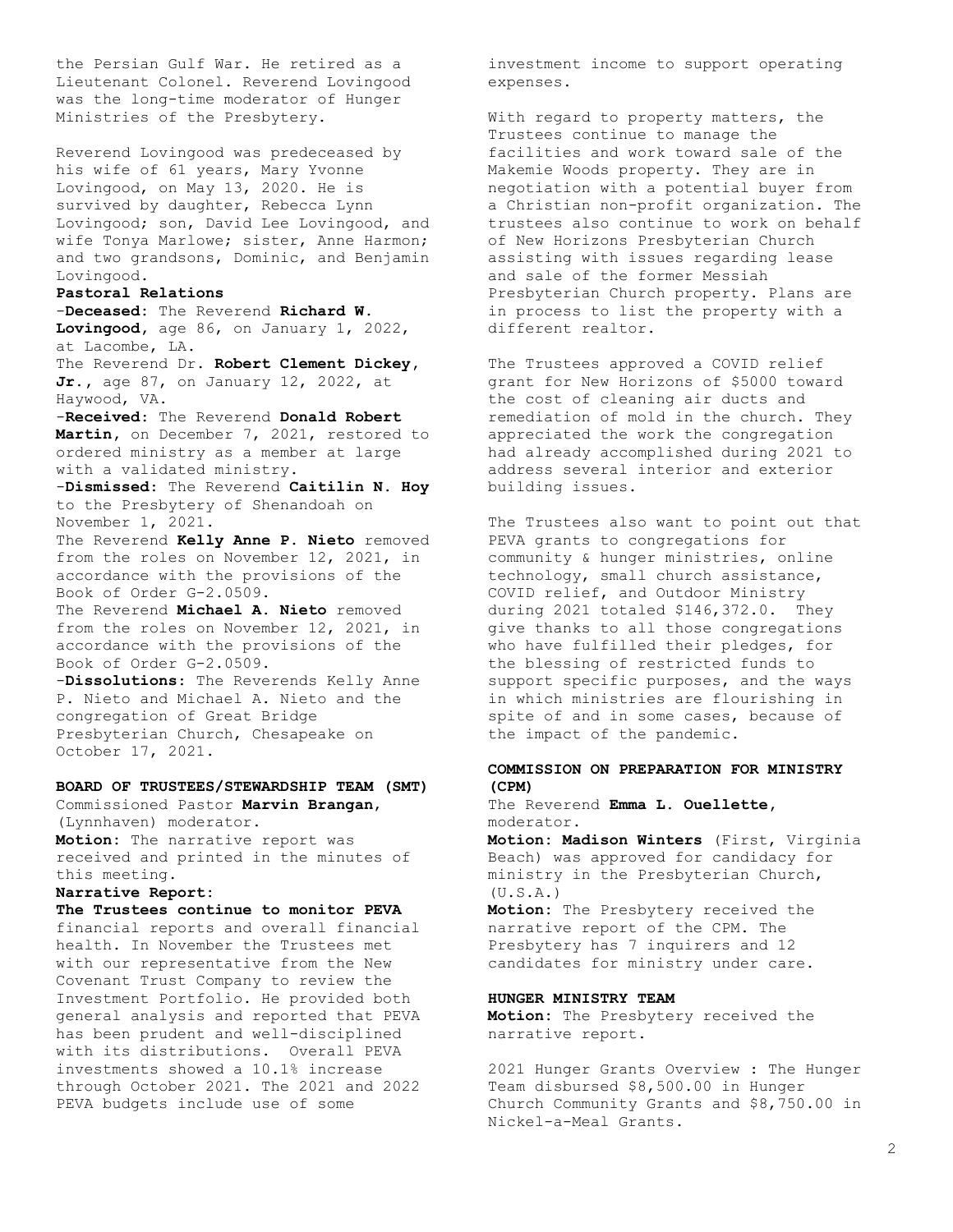the Persian Gulf War. He retired as a Lieutenant Colonel. Reverend Lovingood was the long-time moderator of Hunger Ministries of the Presbytery.

Reverend Lovingood was predeceased by his wife of 61 years, Mary Yvonne Lovingood, on May 13, 2020. He is survived by daughter, Rebecca Lynn Lovingood; son, David Lee Lovingood, and wife Tonya Marlowe; sister, Anne Harmon; and two grandsons, Dominic, and Benjamin Lovingood.

**Pastoral Relations**

-**Deceased:** The Reverend **Richard W. Lovingood**, age 86, on January 1, 2022, at Lacombe, LA.
The Reverend Dr. **Robert Clement Dickey, Jr.**, age 87, on January 12, 2022, at Haywood, VA.

-**Received:** The Reverend **Donald Robert Martin**, on December 7, 2021, restored to ordered ministry as a member at large with a validated ministry.

-**Dismissed:** The Reverend **Caitilin N. Hoy** to the Presbytery of Shenandoah on November 1, 2021.
The Reverend **Kelly Anne P. Nieto** removed from the roles on November 12, 2021, in accordance with the provisions of the Book of Order G-2.0509.
The Reverend **Michael A. Nieto** removed from the roles on November 12, 2021, in accordance with the provisions of the Book of Order G-2.0509.

-**Dissolutions:** The Reverends Kelly Anne P. Nieto and Michael A. Nieto and the congregation of Great Bridge Presbyterian Church, Chesapeake on October 17, 2021.

**BOARD OF TRUSTEES/STEWARDSHIP TEAM (SMT)**

Commissioned Pastor **Marvin Brangan**, (Lynnhaven) moderator.

**Motion:** The narrative report was received and printed in the minutes of this meeting.

**Narrative Report:**

**The Trustees continue to monitor PEVA** financial reports and overall financial health. In November the Trustees met with our representative from the New Covenant Trust Company to review the Investment Portfolio. He provided both general analysis and reported that PEVA has been prudent and well-disciplined with its distributions. Overall PEVA investments showed a 10.1% increase through October 2021. The 2021 and 2022 PEVA budgets include use of some investment income to support operating expenses.

With regard to property matters, the Trustees continue to manage the facilities and work toward sale of the Makemie Woods property. They are in negotiation with a potential buyer from a Christian non-profit organization. The trustees also continue to work on behalf of New Horizons Presbyterian Church assisting with issues regarding lease and sale of the former Messiah Presbyterian Church property. Plans are in process to list the property with a different realtor.

The Trustees approved a COVID relief grant for New Horizons of $5000 toward the cost of cleaning air ducts and remediation of mold in the church. They appreciated the work the congregation had already accomplished during 2021 to address several interior and exterior building issues.

The Trustees also want to point out that PEVA grants to congregations for community & hunger ministries, online technology, small church assistance, COVID relief, and Outdoor Ministry during 2021 totaled $146,372.0. They give thanks to all those congregations who have fulfilled their pledges, for the blessing of restricted funds to support specific purposes, and the ways in which ministries are flourishing in spite of and in some cases, because of the impact of the pandemic.

**COMMISSION ON PREPARATION FOR MINISTRY (CPM)**

The Reverend **Emma L. Ouellette**, moderator.

**Motion: Madison Winters** (First, Virginia Beach) was approved for candidacy for ministry in the Presbyterian Church, (U.S.A.)

**Motion:** The Presbytery received the narrative report of the CPM. The Presbytery has 7 inquirers and 12 candidates for ministry under care.

**HUNGER MINISTRY TEAM**

**Motion:** The Presbytery received the narrative report.

2021 Hunger Grants Overview : The Hunger Team disbursed $8,500.00 in Hunger Church Community Grants and $8,750.00 in Nickel-a-Meal Grants.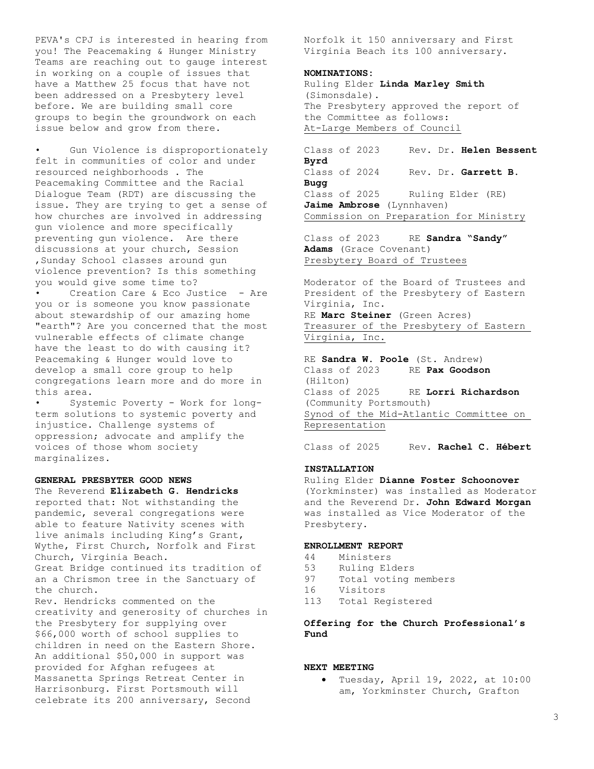PEVA's CPJ is interested in hearing from you! The Peacemaking & Hunger Ministry Teams are reaching out to gauge interest in working on a couple of issues that have a Matthew 25 focus that have not been addressed on a Presbytery level before. We are building small core groups to begin the groundwork on each issue below and grow from there.

- Gun Violence is disproportionately felt in communities of color and under resourced neighborhoods . The Peacemaking Committee and the Racial Dialogue Team (RDT) are discussing the issue. They are trying to get a sense of how churches are involved in addressing gun violence and more specifically preventing gun violence. Are there discussions at your church, Session ,Sunday School classes around gun violence prevention? Is this something you would give some time to?
- Creation Care & Eco Justice - Are you or is someone you know passionate about stewardship of our amazing home "earth"? Are you concerned that the most vulnerable effects of climate change have the least to do with causing it? Peacemaking & Hunger would love to develop a small core group to help congregations learn more and do more in this area.
- Systemic Poverty - Work for long-term solutions to systemic poverty and injustice. Challenge systems of oppression; advocate and amplify the voices of those whom society marginalizes.

**GENERAL PRESBYTER GOOD NEWS**

The Reverend **Elizabeth G. Hendricks** reported that: Not withstanding the pandemic, several congregations were able to feature Nativity scenes with live animals including King's Grant, Wythe, First Church, Norfolk and First Church, Virginia Beach.

Great Bridge continued its tradition of an a Chrismon tree in the Sanctuary of the church.

Rev. Hendricks commented on the creativity and generosity of churches in the Presbytery for supplying over $66,000 worth of school supplies to children in need on the Eastern Shore. An additional $50,000 in support was provided for Afghan refugees at Massanetta Springs Retreat Center in Harrisonburg. First Portsmouth will celebrate its 200 anniversary, Second Norfolk it 150 anniversary and First Virginia Beach its 100 anniversary.

**NOMINATIONS:**

Ruling Elder **Linda Marley Smith** (Simonsdale).

The Presbytery approved the report of the Committee as follows:

At-Large Members of Council

Class of 2023 Rev. Dr. **Helen Bessent Byrd**

Class of 2024 Rev. Dr. **Garrett B. Bugg**

Class of 2025 Ruling Elder (RE) **Jaime Ambrose** (Lynnhaven)

Commission on Preparation for Ministry

Class of 2023 RE **Sandra "Sandy" Adams** (Grace Covenant)

Presbytery Board of Trustees

Moderator of the Board of Trustees and President of the Presbytery of Eastern Virginia, Inc.

RE **Marc Steiner** (Green Acres)

Treasurer of the Presbytery of Eastern Virginia, Inc.

RE **Sandra W. Poole** (St. Andrew)

Class of 2023 RE **Pax Goodson** (Hilton)

Class of 2025 RE **Lorri Richardson** (Community Portsmouth)

Synod of the Mid-Atlantic Committee on Representation

Class of 2025 Rev. **Rachel C. Hébert**

**INSTALLATION**

Ruling Elder **Dianne Foster Schoonover** (Yorkminster) was installed as Moderator and the Reverend Dr. **John Edward Morgan** was installed as Vice Moderator of the Presbytery.

**ENROLLMENT REPORT**

| | |
|---|---|
| 44 | Ministers |
| 53 | Ruling Elders |
| 97 | Total voting members |
| 16 | Visitors |
| 113 | Total Registered |

**Offering for the Church Professional's Fund**

**NEXT MEETING**

- Tuesday, April 19, 2022, at 10:00 am, Yorkminster Church, Grafton